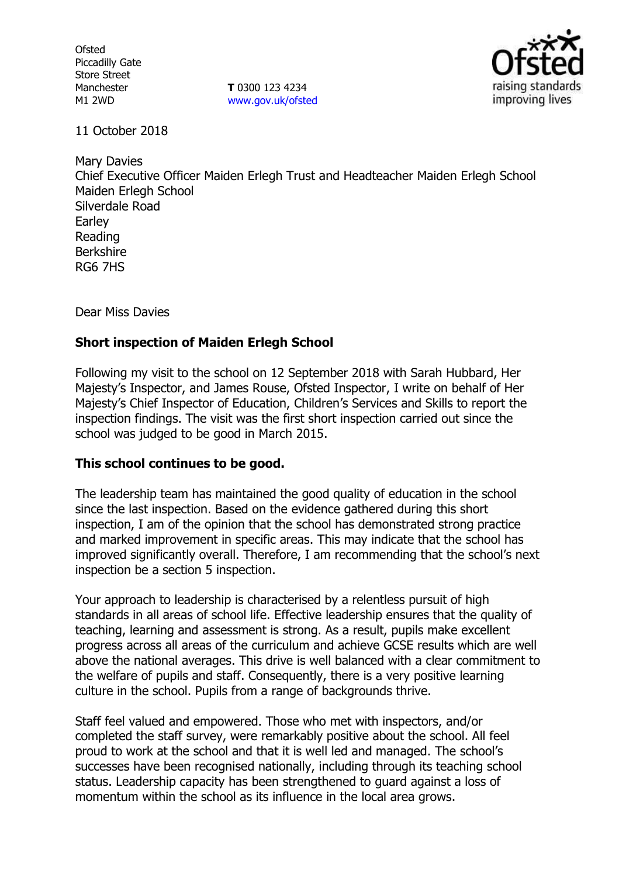Ofsted
Piccadilly Gate
Store Street
Manchester
M1 2WD

**T** 0300 123 4234
www.gov.uk/ofsted

11 October 2018

Mary Davies
Chief Executive Officer Maiden Erlegh Trust and Headteacher Maiden Erlegh School
Maiden Erlegh School
Silverdale Road
Earley
Reading
Berkshire
RG6 7HS

Dear Miss Davies

**Short inspection of Maiden Erlegh School**

Following my visit to the school on 12 September 2018 with Sarah Hubbard, Her Majesty's Inspector, and James Rouse, Ofsted Inspector, I write on behalf of Her Majesty's Chief Inspector of Education, Children's Services and Skills to report the inspection findings. The visit was the first short inspection carried out since the school was judged to be good in March 2015.

**This school continues to be good.**

The leadership team has maintained the good quality of education in the school since the last inspection. Based on the evidence gathered during this short inspection, I am of the opinion that the school has demonstrated strong practice and marked improvement in specific areas. This may indicate that the school has improved significantly overall. Therefore, I am recommending that the school's next inspection be a section 5 inspection.

Your approach to leadership is characterised by a relentless pursuit of high standards in all areas of school life. Effective leadership ensures that the quality of teaching, learning and assessment is strong. As a result, pupils make excellent progress across all areas of the curriculum and achieve GCSE results which are well above the national averages. This drive is well balanced with a clear commitment to the welfare of pupils and staff. Consequently, there is a very positive learning culture in the school. Pupils from a range of backgrounds thrive.

Staff feel valued and empowered. Those who met with inspectors, and/or completed the staff survey, were remarkably positive about the school. All feel proud to work at the school and that it is well led and managed. The school's successes have been recognised nationally, including through its teaching school status. Leadership capacity has been strengthened to guard against a loss of momentum within the school as its influence in the local area grows.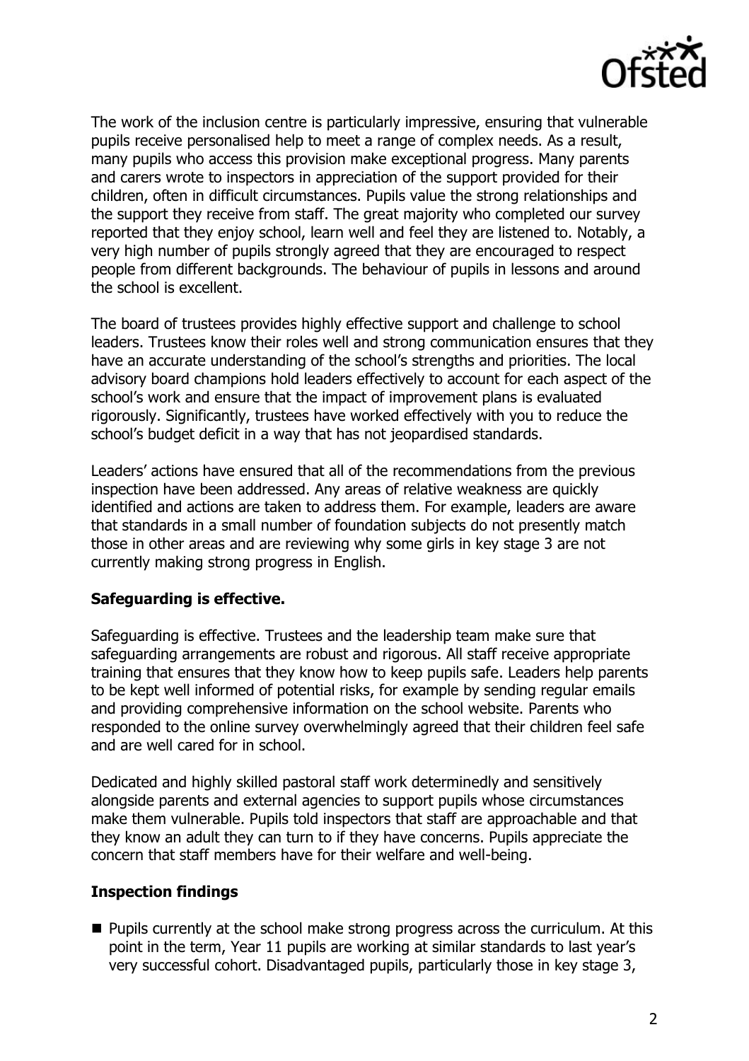The work of the inclusion centre is particularly impressive, ensuring that vulnerable pupils receive personalised help to meet a range of complex needs. As a result, many pupils who access this provision make exceptional progress. Many parents and carers wrote to inspectors in appreciation of the support provided for their children, often in difficult circumstances. Pupils value the strong relationships and the support they receive from staff. The great majority who completed our survey reported that they enjoy school, learn well and feel they are listened to. Notably, a very high number of pupils strongly agreed that they are encouraged to respect people from different backgrounds. The behaviour of pupils in lessons and around the school is excellent.

The board of trustees provides highly effective support and challenge to school leaders. Trustees know their roles well and strong communication ensures that they have an accurate understanding of the school's strengths and priorities. The local advisory board champions hold leaders effectively to account for each aspect of the school's work and ensure that the impact of improvement plans is evaluated rigorously. Significantly, trustees have worked effectively with you to reduce the school's budget deficit in a way that has not jeopardised standards.

Leaders' actions have ensured that all of the recommendations from the previous inspection have been addressed. Any areas of relative weakness are quickly identified and actions are taken to address them. For example, leaders are aware that standards in a small number of foundation subjects do not presently match those in other areas and are reviewing why some girls in key stage 3 are not currently making strong progress in English.

## Safeguarding is effective.

Safeguarding is effective. Trustees and the leadership team make sure that safeguarding arrangements are robust and rigorous. All staff receive appropriate training that ensures that they know how to keep pupils safe. Leaders help parents to be kept well informed of potential risks, for example by sending regular emails and providing comprehensive information on the school website. Parents who responded to the online survey overwhelmingly agreed that their children feel safe and are well cared for in school.

Dedicated and highly skilled pastoral staff work determinedly and sensitively alongside parents and external agencies to support pupils whose circumstances make them vulnerable. Pupils told inspectors that staff are approachable and that they know an adult they can turn to if they have concerns. Pupils appreciate the concern that staff members have for their welfare and well-being.

## Inspection findings

- Pupils currently at the school make strong progress across the curriculum. At this point in the term, Year 11 pupils are working at similar standards to last year's very successful cohort. Disadvantaged pupils, particularly those in key stage 3,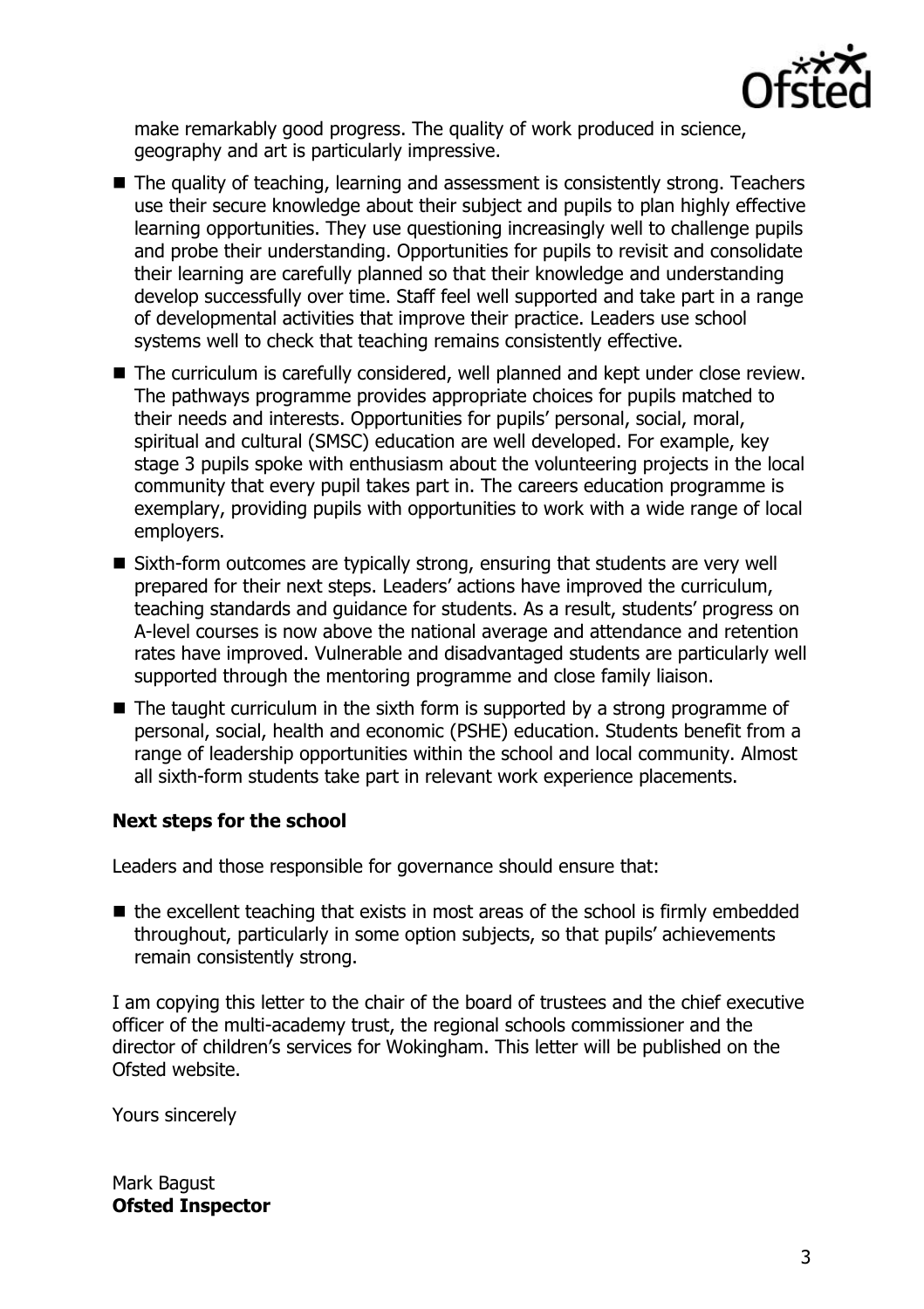make remarkably good progress. The quality of work produced in science, geography and art is particularly impressive.

- The quality of teaching, learning and assessment is consistently strong. Teachers use their secure knowledge about their subject and pupils to plan highly effective learning opportunities. They use questioning increasingly well to challenge pupils and probe their understanding. Opportunities for pupils to revisit and consolidate their learning are carefully planned so that their knowledge and understanding develop successfully over time. Staff feel well supported and take part in a range of developmental activities that improve their practice. Leaders use school systems well to check that teaching remains consistently effective.
- The curriculum is carefully considered, well planned and kept under close review. The pathways programme provides appropriate choices for pupils matched to their needs and interests. Opportunities for pupils' personal, social, moral, spiritual and cultural (SMSC) education are well developed. For example, key stage 3 pupils spoke with enthusiasm about the volunteering projects in the local community that every pupil takes part in. The careers education programme is exemplary, providing pupils with opportunities to work with a wide range of local employers.
- Sixth-form outcomes are typically strong, ensuring that students are very well prepared for their next steps. Leaders' actions have improved the curriculum, teaching standards and guidance for students. As a result, students' progress on A-level courses is now above the national average and attendance and retention rates have improved. Vulnerable and disadvantaged students are particularly well supported through the mentoring programme and close family liaison.
- The taught curriculum in the sixth form is supported by a strong programme of personal, social, health and economic (PSHE) education. Students benefit from a range of leadership opportunities within the school and local community. Almost all sixth-form students take part in relevant work experience placements.

**Next steps for the school**

Leaders and those responsible for governance should ensure that:

- the excellent teaching that exists in most areas of the school is firmly embedded throughout, particularly in some option subjects, so that pupils' achievements remain consistently strong.

I am copying this letter to the chair of the board of trustees and the chief executive officer of the multi-academy trust, the regional schools commissioner and the director of children's services for Wokingham. This letter will be published on the Ofsted website.

Yours sincerely

Mark Bagust
**Ofsted Inspector**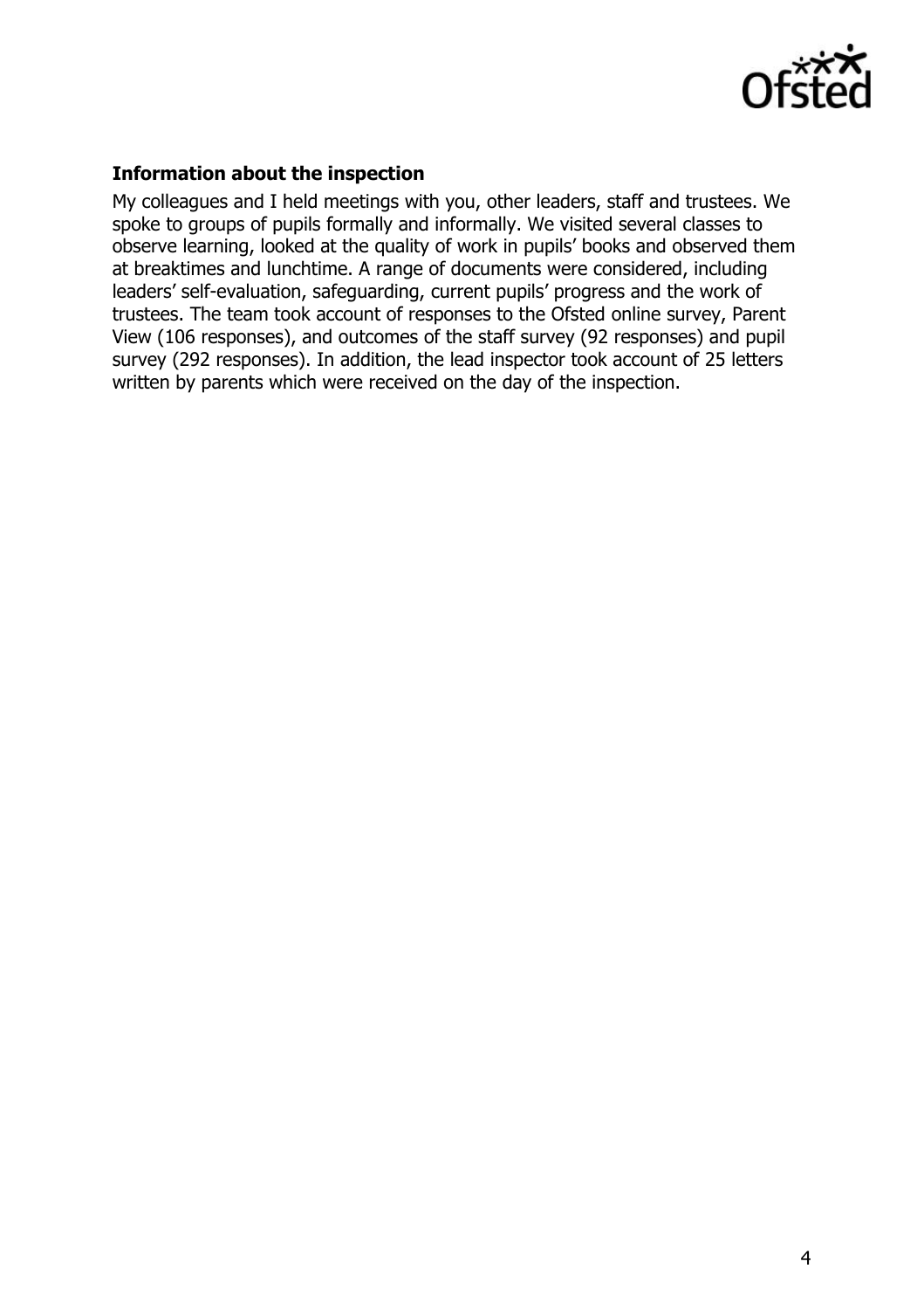**Information about the inspection**

My colleagues and I held meetings with you, other leaders, staff and trustees. We spoke to groups of pupils formally and informally. We visited several classes to observe learning, looked at the quality of work in pupils' books and observed them at breaktimes and lunchtime. A range of documents were considered, including leaders' self-evaluation, safeguarding, current pupils' progress and the work of trustees. The team took account of responses to the Ofsted online survey, Parent View (106 responses), and outcomes of the staff survey (92 responses) and pupil survey (292 responses). In addition, the lead inspector took account of 25 letters written by parents which were received on the day of the inspection.